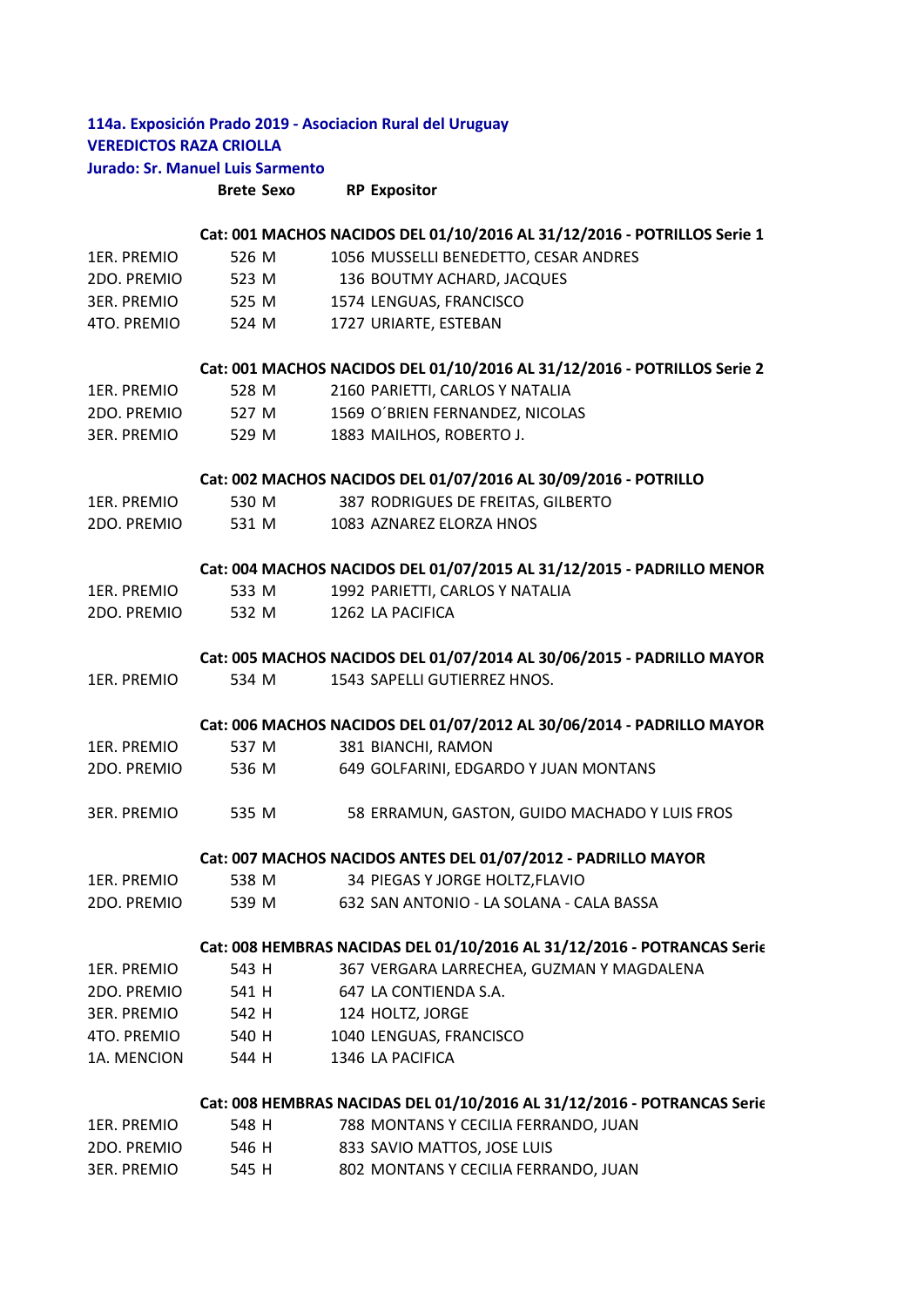**114a. Exposición Prado 2019 - Asociacion Rural del Uruguay**
**VEREDICTOS RAZA CRIOLLA**
**Jurado: Sr. Manuel Luis Sarmento**

| | Brete | Sexo | RP | Expositor |
|---|---|---|---|---|
| | **Cat: 001 MACHOS NACIDOS DEL 01/10/2016 AL 31/12/2016 - POTRILLOS Serie 1** | | | |
| 1ER. PREMIO | 526 | M | 1056 | MUSSELLI BENEDETTO, CESAR ANDRES |
| 2DO. PREMIO | 523 | M | 136 | BOUTMY ACHARD, JACQUES |
| 3ER. PREMIO | 525 | M | 1574 | LENGUAS, FRANCISCO |
| 4TO. PREMIO | 524 | M | 1727 | URIARTE, ESTEBAN |
| | **Cat: 001 MACHOS NACIDOS DEL 01/10/2016 AL 31/12/2016 - POTRILLOS Serie 2** | | | |
| 1ER. PREMIO | 528 | M | 2160 | PARIETTI, CARLOS Y NATALIA |
| 2DO. PREMIO | 527 | M | 1569 | O´BRIEN FERNANDEZ, NICOLAS |
| 3ER. PREMIO | 529 | M | 1883 | MAILHOS, ROBERTO J. |
| | **Cat: 002 MACHOS NACIDOS DEL 01/07/2016 AL 30/09/2016 - POTRILLO** | | | |
| 1ER. PREMIO | 530 | M | 387 | RODRIGUES DE FREITAS, GILBERTO |
| 2DO. PREMIO | 531 | M | 1083 | AZNAREZ ELORZA HNOS |
| | **Cat: 004 MACHOS NACIDOS DEL 01/07/2015 AL 31/12/2015 - PADRILLO MENOR** | | | |
| 1ER. PREMIO | 533 | M | 1992 | PARIETTI, CARLOS Y NATALIA |
| 2DO. PREMIO | 532 | M | 1262 | LA PACIFICA |
| | **Cat: 005 MACHOS NACIDOS DEL 01/07/2014 AL 30/06/2015 - PADRILLO MAYOR** | | | |
| 1ER. PREMIO | 534 | M | 1543 | SAPELLI GUTIERREZ HNOS. |
| | **Cat: 006 MACHOS NACIDOS DEL 01/07/2012 AL 30/06/2014 - PADRILLO MAYOR** | | | |
| 1ER. PREMIO | 537 | M | 381 | BIANCHI, RAMON |
| 2DO. PREMIO | 536 | M | 649 | GOLFARINI, EDGARDO Y JUAN MONTANS |
| 3ER. PREMIO | 535 | M | 58 | ERRAMUN, GASTON, GUIDO MACHADO Y LUIS FROS |
| | **Cat: 007 MACHOS NACIDOS ANTES DEL 01/07/2012 - PADRILLO MAYOR** | | | |
| 1ER. PREMIO | 538 | M | 34 | PIEGAS Y JORGE HOLTZ,FLAVIO |
| 2DO. PREMIO | 539 | M | 632 | SAN ANTONIO - LA SOLANA - CALA BASSA |
| | **Cat: 008 HEMBRAS NACIDAS DEL 01/10/2016 AL 31/12/2016 - POTRANCAS Serie** | | | |
| 1ER. PREMIO | 543 | H | 367 | VERGARA LARRECHEA, GUZMAN Y MAGDALENA |
| 2DO. PREMIO | 541 | H | 647 | LA CONTIENDA S.A. |
| 3ER. PREMIO | 542 | H | 124 | HOLTZ, JORGE |
| 4TO. PREMIO | 540 | H | 1040 | LENGUAS, FRANCISCO |
| 1A. MENCION | 544 | H | 1346 | LA PACIFICA |
| | **Cat: 008 HEMBRAS NACIDAS DEL 01/10/2016 AL 31/12/2016 - POTRANCAS Serie** | | | |
| 1ER. PREMIO | 548 | H | 788 | MONTANS Y CECILIA FERRANDO, JUAN |
| 2DO. PREMIO | 546 | H | 833 | SAVIO MATTOS, JOSE LUIS |
| 3ER. PREMIO | 545 | H | 802 | MONTANS Y CECILIA FERRANDO, JUAN |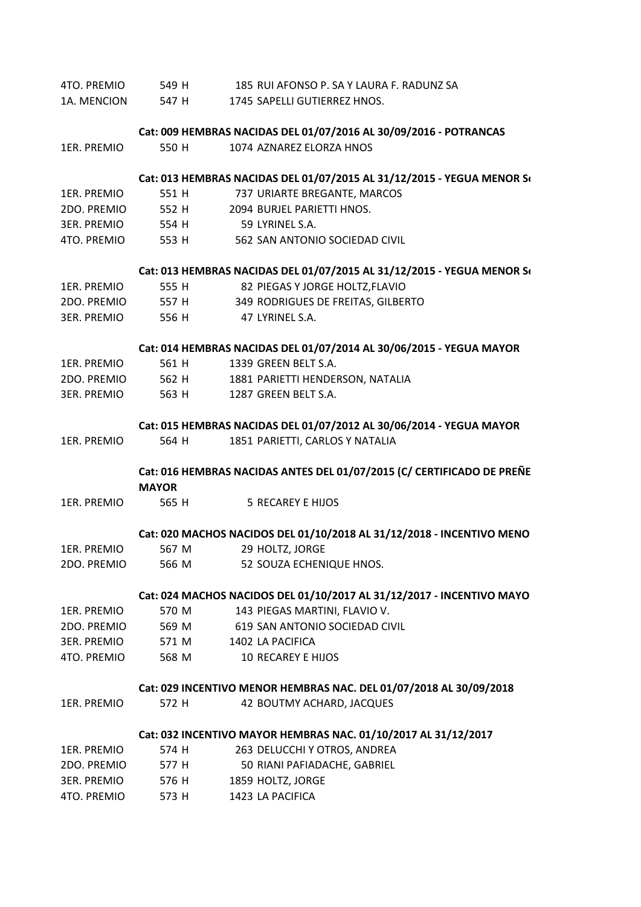| | | |
|---|---|---|
| 4TO. PREMIO | 549 H | 185 RUI AFONSO P. SA Y LAURA F. RADUNZ SA |
| 1A. MENCION | 547 H | 1745 SAPELLI GUTIERREZ HNOS. |

**Cat: 009 HEMBRAS NACIDAS DEL 01/07/2016 AL 30/09/2016 - POTRANCAS**

| | | |
|---|---|---|
| 1ER. PREMIO | 550 H | 1074 AZNAREZ ELORZA HNOS |

**Cat: 013 HEMBRAS NACIDAS DEL 01/07/2015 AL 31/12/2015 - YEGUA MENOR S**

| | | |
|---|---|---|
| 1ER. PREMIO | 551 H | 737 URIARTE BREGANTE, MARCOS |
| 2DO. PREMIO | 552 H | 2094 BURJEL PARIETTI HNOS. |
| 3ER. PREMIO | 554 H | 59 LYRINEL S.A. |
| 4TO. PREMIO | 553 H | 562 SAN ANTONIO SOCIEDAD CIVIL |

**Cat: 013 HEMBRAS NACIDAS DEL 01/07/2015 AL 31/12/2015 - YEGUA MENOR S**

| | | |
|---|---|---|
| 1ER. PREMIO | 555 H | 82 PIEGAS Y JORGE HOLTZ,FLAVIO |
| 2DO. PREMIO | 557 H | 349 RODRIGUES DE FREITAS, GILBERTO |
| 3ER. PREMIO | 556 H | 47 LYRINEL S.A. |

**Cat: 014 HEMBRAS NACIDAS DEL 01/07/2014 AL 30/06/2015 - YEGUA MAYOR**

| | | |
|---|---|---|
| 1ER. PREMIO | 561 H | 1339 GREEN BELT S.A. |
| 2DO. PREMIO | 562 H | 1881 PARIETTI HENDERSON, NATALIA |
| 3ER. PREMIO | 563 H | 1287 GREEN BELT S.A. |

**Cat: 015 HEMBRAS NACIDAS DEL 01/07/2012 AL 30/06/2014 - YEGUA MAYOR**

| | | |
|---|---|---|
| 1ER. PREMIO | 564 H | 1851 PARIETTI, CARLOS Y NATALIA |

**Cat: 016 HEMBRAS NACIDAS ANTES DEL 01/07/2015 (C/ CERTIFICADO DE PREÑE MAYOR**

| | | |
|---|---|---|
| 1ER. PREMIO | 565 H | 5 RECAREY E HIJOS |

**Cat: 020 MACHOS NACIDOS DEL 01/10/2018 AL 31/12/2018 - INCENTIVO MENO**

| | | |
|---|---|---|
| 1ER. PREMIO | 567 M | 29 HOLTZ, JORGE |
| 2DO. PREMIO | 566 M | 52 SOUZA ECHENIQUE HNOS. |

**Cat: 024 MACHOS NACIDOS DEL 01/10/2017 AL 31/12/2017 - INCENTIVO MAYO**

| | | |
|---|---|---|
| 1ER. PREMIO | 570 M | 143 PIEGAS MARTINI, FLAVIO V. |
| 2DO. PREMIO | 569 M | 619 SAN ANTONIO SOCIEDAD CIVIL |
| 3ER. PREMIO | 571 M | 1402 LA PACIFICA |
| 4TO. PREMIO | 568 M | 10 RECAREY E HIJOS |

**Cat: 029 INCENTIVO MENOR HEMBRAS NAC. DEL 01/07/2018 AL 30/09/2018**

| | | |
|---|---|---|
| 1ER. PREMIO | 572 H | 42 BOUTMY ACHARD, JACQUES |

**Cat: 032 INCENTIVO MAYOR HEMBRAS NAC. 01/10/2017 AL 31/12/2017**

| | | |
|---|---|---|
| 1ER. PREMIO | 574 H | 263 DELUCCHI Y OTROS, ANDREA |
| 2DO. PREMIO | 577 H | 50 RIANI PAFIADACHE, GABRIEL |
| 3ER. PREMIO | 576 H | 1859 HOLTZ, JORGE |
| 4TO. PREMIO | 573 H | 1423 LA PACIFICA |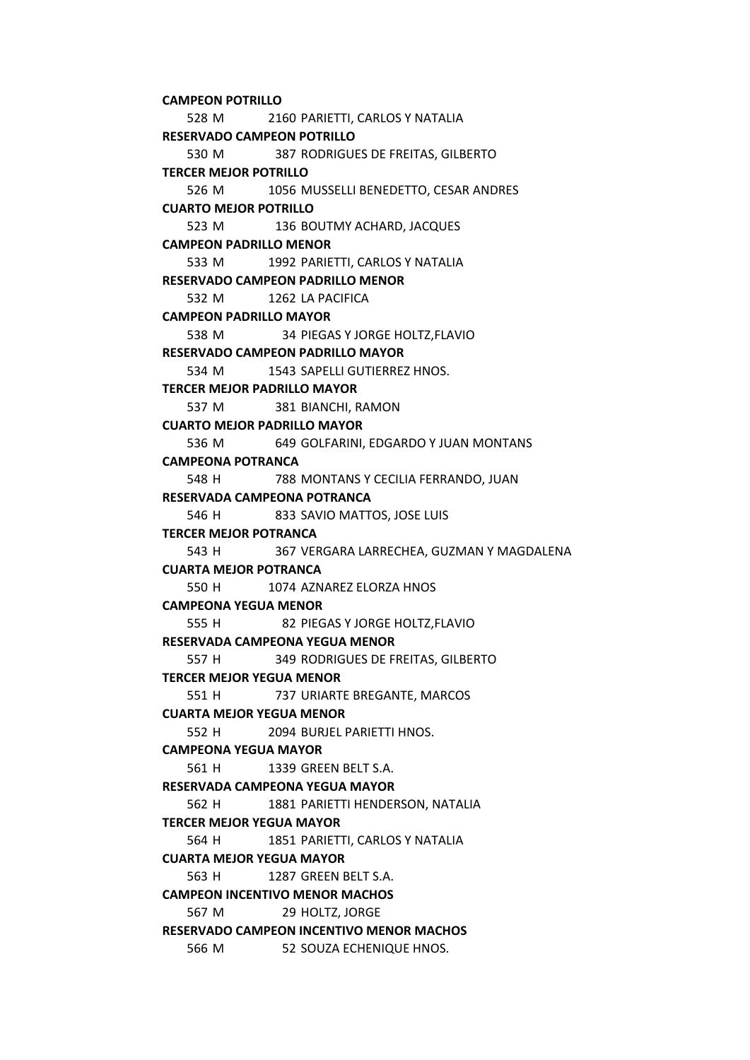**CAMPEON POTRILLO**

528 M 2160 PARIETTI, CARLOS Y NATALIA

**RESERVADO CAMPEON POTRILLO**

530 M 387 RODRIGUES DE FREITAS, GILBERTO

**TERCER MEJOR POTRILLO**

526 M 1056 MUSSELLI BENEDETTO, CESAR ANDRES

**CUARTO MEJOR POTRILLO**

523 M 136 BOUTMY ACHARD, JACQUES

**CAMPEON PADRILLO MENOR**

533 M 1992 PARIETTI, CARLOS Y NATALIA

**RESERVADO CAMPEON PADRILLO MENOR**

532 M 1262 LA PACIFICA

**CAMPEON PADRILLO MAYOR**

538 M 34 PIEGAS Y JORGE HOLTZ,FLAVIO

**RESERVADO CAMPEON PADRILLO MAYOR**

534 M 1543 SAPELLI GUTIERREZ HNOS.

**TERCER MEJOR PADRILLO MAYOR**

537 M 381 BIANCHI, RAMON

**CUARTO MEJOR PADRILLO MAYOR**

536 M 649 GOLFARINI, EDGARDO Y JUAN MONTANS

**CAMPEONA POTRANCA**

548 H 788 MONTANS Y CECILIA FERRANDO, JUAN

**RESERVADA CAMPEONA POTRANCA**

546 H 833 SAVIO MATTOS, JOSE LUIS

**TERCER MEJOR POTRANCA**

543 H 367 VERGARA LARRECHEA, GUZMAN Y MAGDALENA

**CUARTA MEJOR POTRANCA**

550 H 1074 AZNAREZ ELORZA HNOS

**CAMPEONA YEGUA MENOR**

555 H 82 PIEGAS Y JORGE HOLTZ,FLAVIO

**RESERVADA CAMPEONA YEGUA MENOR**

557 H 349 RODRIGUES DE FREITAS, GILBERTO

**TERCER MEJOR YEGUA MENOR**

551 H 737 URIARTE BREGANTE, MARCOS

**CUARTA MEJOR YEGUA MENOR**

552 H 2094 BURJEL PARIETTI HNOS.

**CAMPEONA YEGUA MAYOR**

561 H 1339 GREEN BELT S.A.

**RESERVADA CAMPEONA YEGUA MAYOR**

562 H 1881 PARIETTI HENDERSON, NATALIA

**TERCER MEJOR YEGUA MAYOR**

564 H 1851 PARIETTI, CARLOS Y NATALIA

**CUARTA MEJOR YEGUA MAYOR**

563 H 1287 GREEN BELT S.A.

**CAMPEON INCENTIVO MENOR MACHOS**

567 M 29 HOLTZ, JORGE

**RESERVADO CAMPEON INCENTIVO MENOR MACHOS**

566 M 52 SOUZA ECHENIQUE HNOS.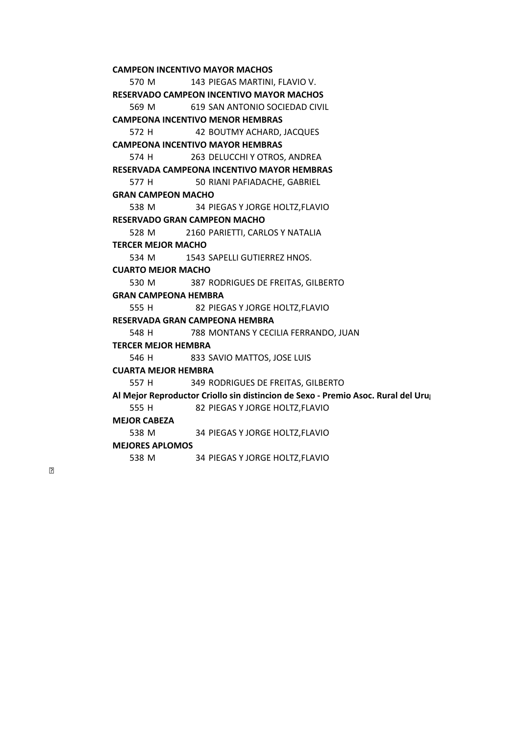**CAMPEON INCENTIVO MAYOR MACHOS**

570 M 143 PIEGAS MARTINI, FLAVIO V.

**RESERVADO CAMPEON INCENTIVO MAYOR MACHOS**

569 M 619 SAN ANTONIO SOCIEDAD CIVIL

**CAMPEONA INCENTIVO MENOR HEMBRAS**

572 H 42 BOUTMY ACHARD, JACQUES

**CAMPEONA INCENTIVO MAYOR HEMBRAS**

574 H 263 DELUCCHI Y OTROS, ANDREA

**RESERVADA CAMPEONA INCENTIVO MAYOR HEMBRAS**

577 H 50 RIANI PAFIADACHE, GABRIEL

**GRAN CAMPEON MACHO**

538 M 34 PIEGAS Y JORGE HOLTZ,FLAVIO

**RESERVADO GRAN CAMPEON MACHO**

528 M 2160 PARIETTI, CARLOS Y NATALIA

**TERCER MEJOR MACHO**

534 M 1543 SAPELLI GUTIERREZ HNOS.

**CUARTO MEJOR MACHO**

530 M 387 RODRIGUES DE FREITAS, GILBERTO

**GRAN CAMPEONA HEMBRA**

555 H 82 PIEGAS Y JORGE HOLTZ,FLAVIO

**RESERVADA GRAN CAMPEONA HEMBRA**

548 H 788 MONTANS Y CECILIA FERRANDO, JUAN

**TERCER MEJOR HEMBRA**

546 H 833 SAVIO MATTOS, JOSE LUIS

**CUARTA MEJOR HEMBRA**

557 H 349 RODRIGUES DE FREITAS, GILBERTO

**Al Mejor Reproductor Criollo sin distincion de Sexo - Premio Asoc. Rural del Uru**

555 H 82 PIEGAS Y JORGE HOLTZ,FLAVIO

**MEJOR CABEZA**

538 M 34 PIEGAS Y JORGE HOLTZ,FLAVIO

**MEJORES APLOMOS**

538 M 34 PIEGAS Y JORGE HOLTZ,FLAVIO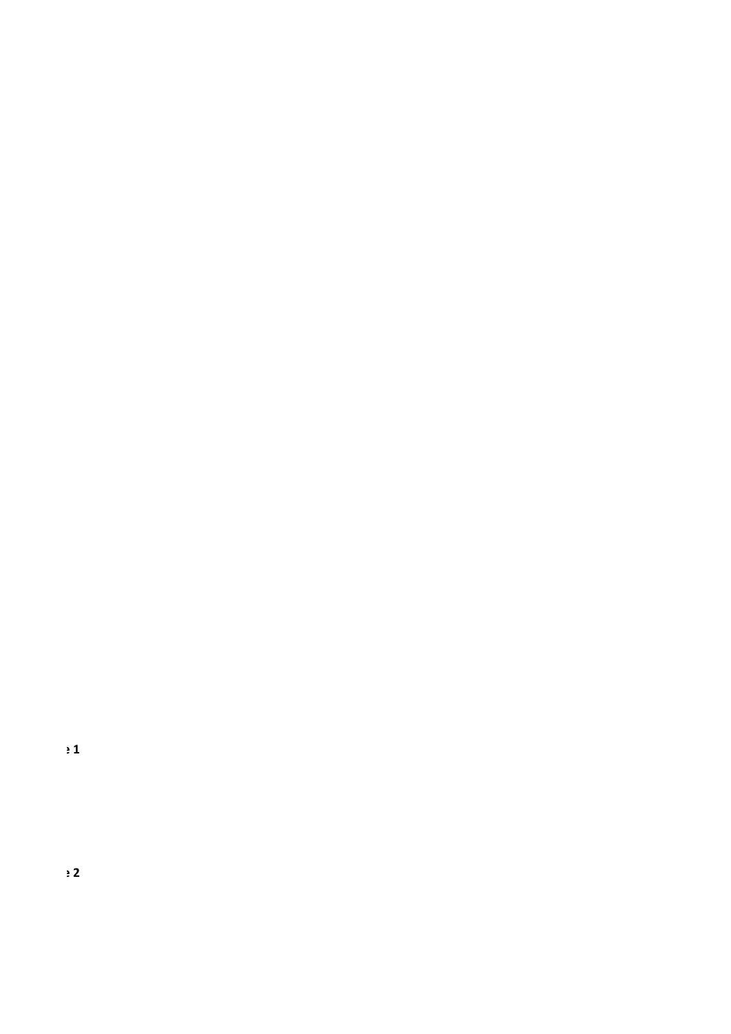**e 1**

**e 2**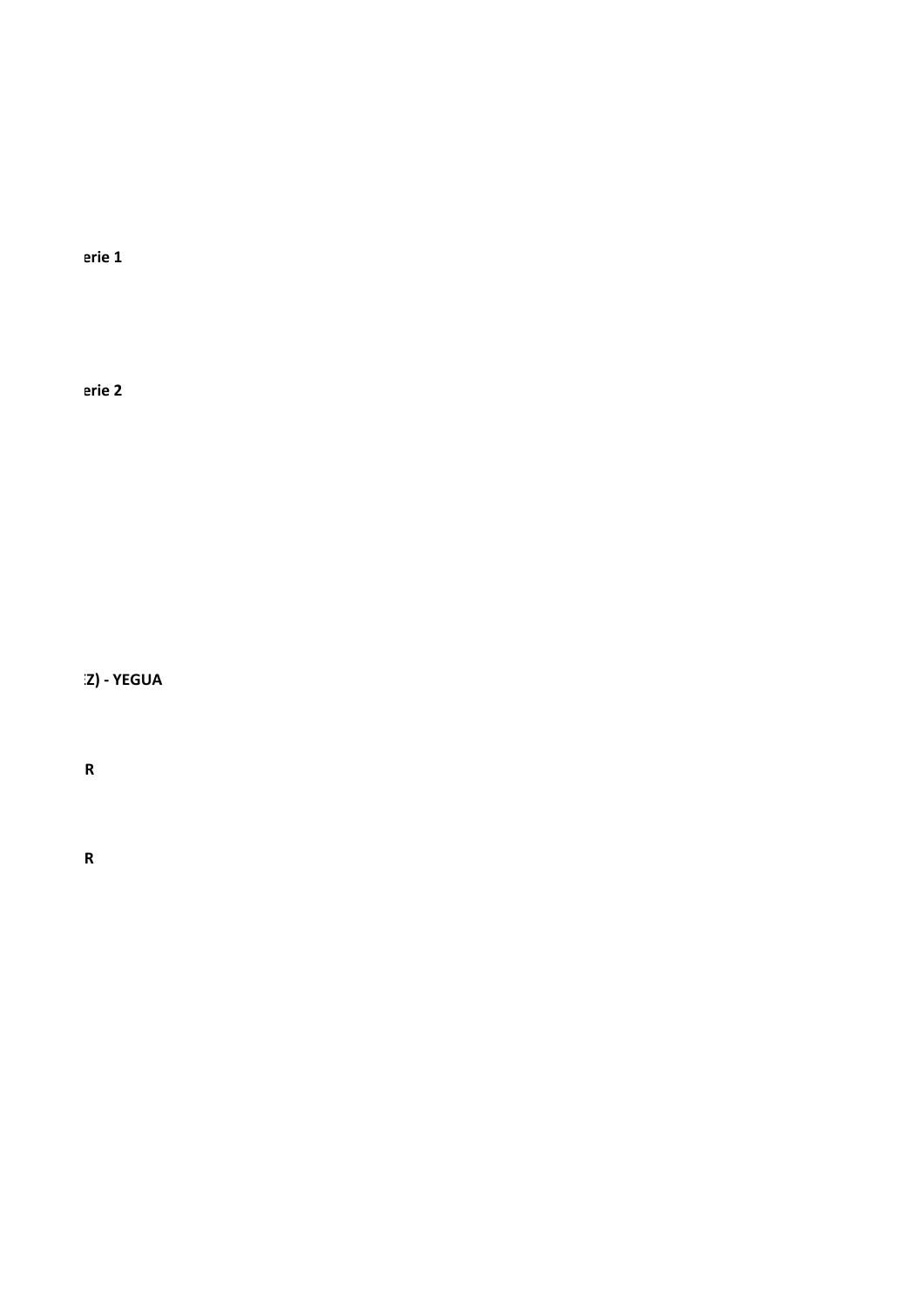**erie 1**

**erie 2**

**Z) - YEGUA**

**R**

**R**